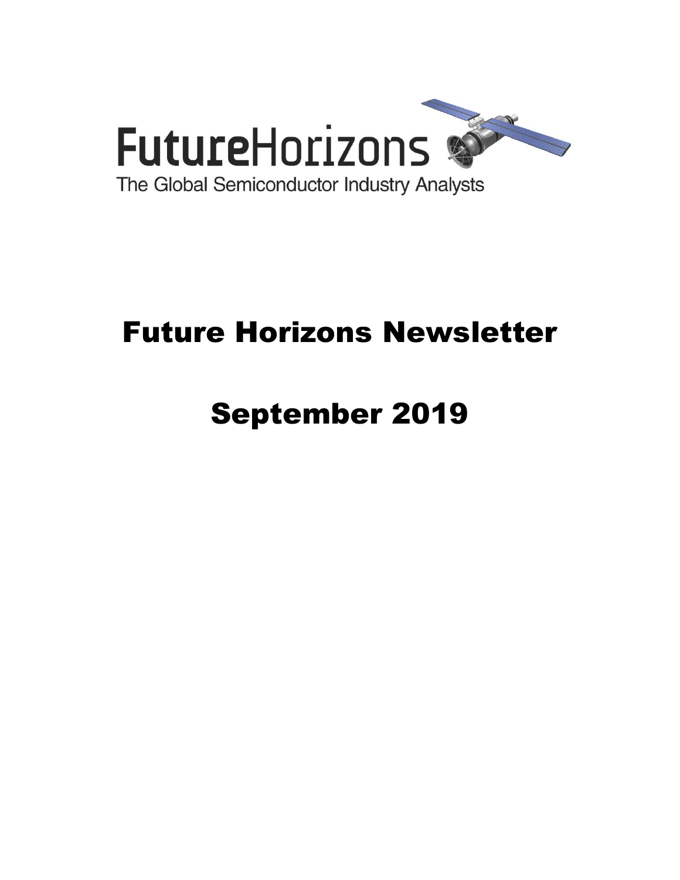FutureHorizons

The Global Semiconductor Industry Analysts

# Future Horizons Newsletter

# September 2019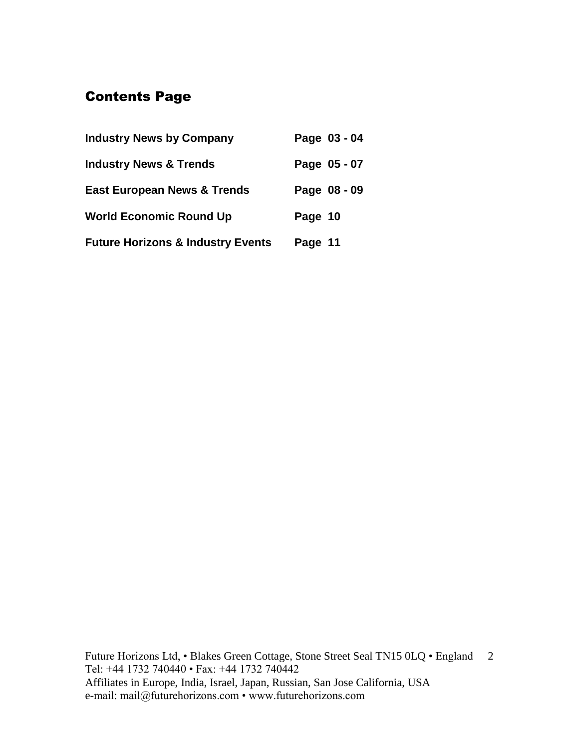## Contents Page

| | |
|---|---|
| **Industry News by Company** | **Page 03 - 04** |
| **Industry News & Trends** | **Page 05 - 07** |
| **East European News & Trends** | **Page 08 - 09** |
| **World Economic Round Up** | **Page 10** |
| **Future Horizons & Industry Events** | **Page 11** |

Future Horizons Ltd, • Blakes Green Cottage, Stone Street Seal TN15 0LQ • England
Tel: +44 1732 740440 • Fax: +44 1732 740442
Affiliates in Europe, India, Israel, Japan, Russian, San Jose California, USA
e-mail: mail@futurehorizons.com • www.futurehorizons.com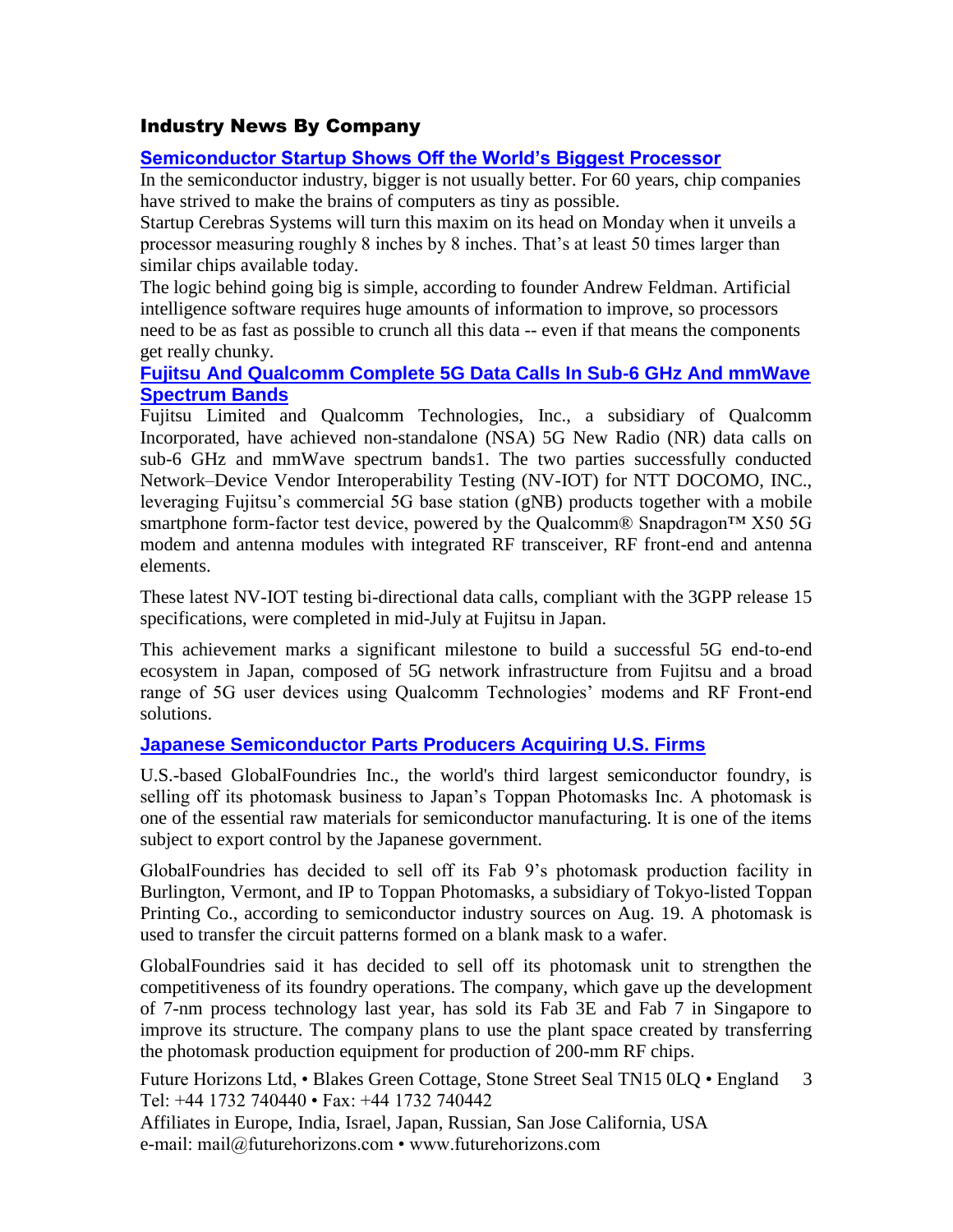## Industry News By Company

### Semiconductor Startup Shows Off the World's Biggest Processor

In the semiconductor industry, bigger is not usually better. For 60 years, chip companies have strived to make the brains of computers as tiny as possible.

Startup Cerebras Systems will turn this maxim on its head on Monday when it unveils a processor measuring roughly 8 inches by 8 inches. That's at least 50 times larger than similar chips available today.

The logic behind going big is simple, according to founder Andrew Feldman. Artificial intelligence software requires huge amounts of information to improve, so processors need to be as fast as possible to crunch all this data -- even if that means the components get really chunky.

### Fujitsu And Qualcomm Complete 5G Data Calls In Sub-6 GHz And mmWave Spectrum Bands

Fujitsu Limited and Qualcomm Technologies, Inc., a subsidiary of Qualcomm Incorporated, have achieved non-standalone (NSA) 5G New Radio (NR) data calls on sub-6 GHz and mmWave spectrum bands1. The two parties successfully conducted Network–Device Vendor Interoperability Testing (NV-IOT) for NTT DOCOMO, INC., leveraging Fujitsu's commercial 5G base station (gNB) products together with a mobile smartphone form-factor test device, powered by the Qualcomm® Snapdragon™ X50 5G modem and antenna modules with integrated RF transceiver, RF front-end and antenna elements.

These latest NV-IOT testing bi-directional data calls, compliant with the 3GPP release 15 specifications, were completed in mid-July at Fujitsu in Japan.

This achievement marks a significant milestone to build a successful 5G end-to-end ecosystem in Japan, composed of 5G network infrastructure from Fujitsu and a broad range of 5G user devices using Qualcomm Technologies' modems and RF Front-end solutions.

### Japanese Semiconductor Parts Producers Acquiring U.S. Firms

U.S.-based GlobalFoundries Inc., the world's third largest semiconductor foundry, is selling off its photomask business to Japan's Toppan Photomasks Inc. A photomask is one of the essential raw materials for semiconductor manufacturing. It is one of the items subject to export control by the Japanese government.

GlobalFoundries has decided to sell off its Fab 9's photomask production facility in Burlington, Vermont, and IP to Toppan Photomasks, a subsidiary of Tokyo-listed Toppan Printing Co., according to semiconductor industry sources on Aug. 19. A photomask is used to transfer the circuit patterns formed on a blank mask to a wafer.

GlobalFoundries said it has decided to sell off its photomask unit to strengthen the competitiveness of its foundry operations. The company, which gave up the development of 7-nm process technology last year, has sold its Fab 3E and Fab 7 in Singapore to improve its structure. The company plans to use the plant space created by transferring the photomask production equipment for production of 200-mm RF chips.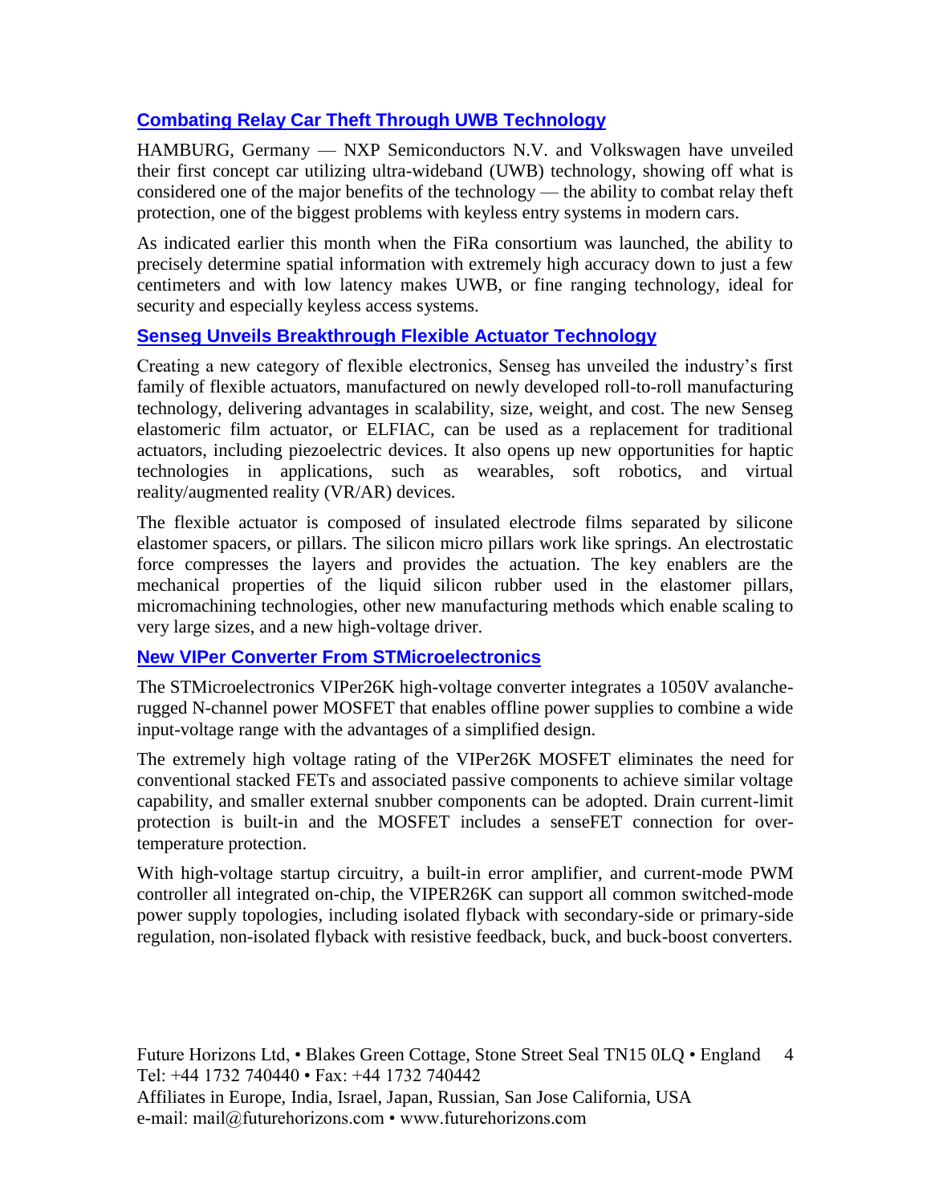## [Combating Relay Car Theft Through UWB Technology]()

HAMBURG, Germany — NXP Semiconductors N.V. and Volkswagen have unveiled their first concept car utilizing ultra-wideband (UWB) technology, showing off what is considered one of the major benefits of the technology — the ability to combat relay theft protection, one of the biggest problems with keyless entry systems in modern cars.

As indicated earlier this month when the FiRa consortium was launched, the ability to precisely determine spatial information with extremely high accuracy down to just a few centimeters and with low latency makes UWB, or fine ranging technology, ideal for security and especially keyless access systems.

## [Senseg Unveils Breakthrough Flexible Actuator Technology]()

Creating a new category of flexible electronics, Senseg has unveiled the industry's first family of flexible actuators, manufactured on newly developed roll-to-roll manufacturing technology, delivering advantages in scalability, size, weight, and cost. The new Senseg elastomeric film actuator, or ELFIAC, can be used as a replacement for traditional actuators, including piezoelectric devices. It also opens up new opportunities for haptic technologies in applications, such as wearables, soft robotics, and virtual reality/augmented reality (VR/AR) devices.

The flexible actuator is composed of insulated electrode films separated by silicone elastomer spacers, or pillars. The silicon micro pillars work like springs. An electrostatic force compresses the layers and provides the actuation. The key enablers are the mechanical properties of the liquid silicon rubber used in the elastomer pillars, micromachining technologies, other new manufacturing methods which enable scaling to very large sizes, and a new high-voltage driver.

## [New VIPer Converter From STMicroelectronics]()

The STMicroelectronics VIPer26K high-voltage converter integrates a 1050V avalanche-rugged N-channel power MOSFET that enables offline power supplies to combine a wide input-voltage range with the advantages of a simplified design.

The extremely high voltage rating of the VIPer26K MOSFET eliminates the need for conventional stacked FETs and associated passive components to achieve similar voltage capability, and smaller external snubber components can be adopted. Drain current-limit protection is built-in and the MOSFET includes a senseFET connection for over-temperature protection.

With high-voltage startup circuitry, a built-in error amplifier, and current-mode PWM controller all integrated on-chip, the VIPER26K can support all common switched-mode power supply topologies, including isolated flyback with secondary-side or primary-side regulation, non-isolated flyback with resistive feedback, buck, and buck-boost converters.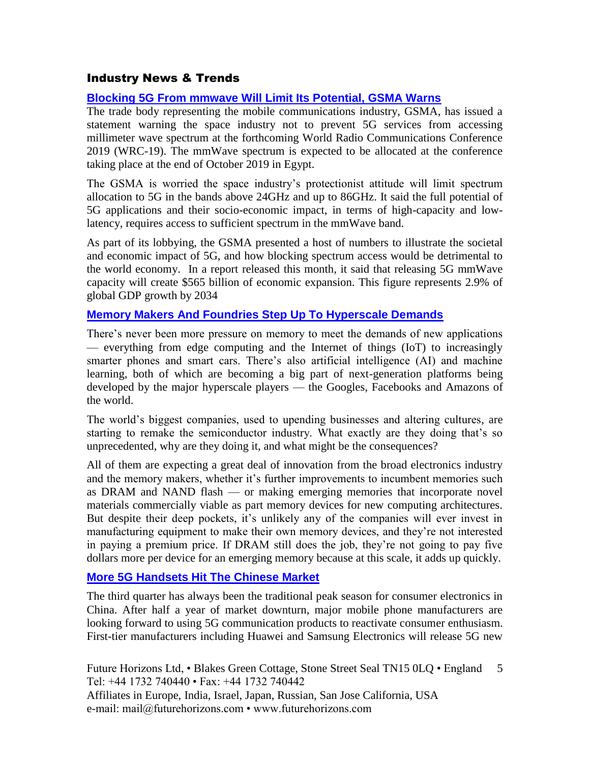## Industry News & Trends

### Blocking 5G From mmwave Will Limit Its Potential, GSMA Warns

The trade body representing the mobile communications industry, GSMA, has issued a statement warning the space industry not to prevent 5G services from accessing millimeter wave spectrum at the forthcoming World Radio Communications Conference 2019 (WRC-19). The mmWave spectrum is expected to be allocated at the conference taking place at the end of October 2019 in Egypt.

The GSMA is worried the space industry's protectionist attitude will limit spectrum allocation to 5G in the bands above 24GHz and up to 86GHz. It said the full potential of 5G applications and their socio-economic impact, in terms of high-capacity and low-latency, requires access to sufficient spectrum in the mmWave band.

As part of its lobbying, the GSMA presented a host of numbers to illustrate the societal and economic impact of 5G, and how blocking spectrum access would be detrimental to the world economy. In a report released this month, it said that releasing 5G mmWave capacity will create $565 billion of economic expansion. This figure represents 2.9% of global GDP growth by 2034

### Memory Makers And Foundries Step Up To Hyperscale Demands

There's never been more pressure on memory to meet the demands of new applications — everything from edge computing and the Internet of things (IoT) to increasingly smarter phones and smart cars. There's also artificial intelligence (AI) and machine learning, both of which are becoming a big part of next-generation platforms being developed by the major hyperscale players — the Googles, Facebooks and Amazons of the world.

The world's biggest companies, used to upending businesses and altering cultures, are starting to remake the semiconductor industry. What exactly are they doing that's so unprecedented, why are they doing it, and what might be the consequences?

All of them are expecting a great deal of innovation from the broad electronics industry and the memory makers, whether it's further improvements to incumbent memories such as DRAM and NAND flash — or making emerging memories that incorporate novel materials commercially viable as part memory devices for new computing architectures. But despite their deep pockets, it's unlikely any of the companies will ever invest in manufacturing equipment to make their own memory devices, and they're not interested in paying a premium price. If DRAM still does the job, they're not going to pay five dollars more per device for an emerging memory because at this scale, it adds up quickly.

### More 5G Handsets Hit The Chinese Market

The third quarter has always been the traditional peak season for consumer electronics in China. After half a year of market downturn, major mobile phone manufacturers are looking forward to using 5G communication products to reactivate consumer enthusiasm. First-tier manufacturers including Huawei and Samsung Electronics will release 5G new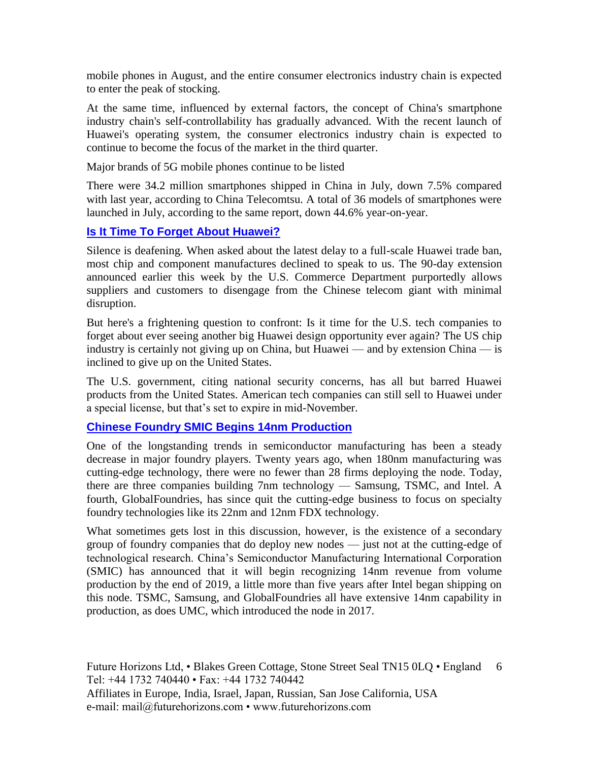mobile phones in August, and the entire consumer electronics industry chain is expected to enter the peak of stocking.

At the same time, influenced by external factors, the concept of China's smartphone industry chain's self-controllability has gradually advanced. With the recent launch of Huawei's operating system, the consumer electronics industry chain is expected to continue to become the focus of the market in the third quarter.

Major brands of 5G mobile phones continue to be listed

There were 34.2 million smartphones shipped in China in July, down 7.5% compared with last year, according to China Telecomtsu. A total of 36 models of smartphones were launched in July, according to the same report, down 44.6% year-on-year.

### Is It Time To Forget About Huawei?

Silence is deafening. When asked about the latest delay to a full-scale Huawei trade ban, most chip and component manufactures declined to speak to us. The 90-day extension announced earlier this week by the U.S. Commerce Department purportedly allows suppliers and customers to disengage from the Chinese telecom giant with minimal disruption.

But here's a frightening question to confront: Is it time for the U.S. tech companies to forget about ever seeing another big Huawei design opportunity ever again? The US chip industry is certainly not giving up on China, but Huawei — and by extension China — is inclined to give up on the United States.

The U.S. government, citing national security concerns, has all but barred Huawei products from the United States. American tech companies can still sell to Huawei under a special license, but that's set to expire in mid-November.

### Chinese Foundry SMIC Begins 14nm Production

One of the longstanding trends in semiconductor manufacturing has been a steady decrease in major foundry players. Twenty years ago, when 180nm manufacturing was cutting-edge technology, there were no fewer than 28 firms deploying the node. Today, there are three companies building 7nm technology — Samsung, TSMC, and Intel. A fourth, GlobalFoundries, has since quit the cutting-edge business to focus on specialty foundry technologies like its 22nm and 12nm FDX technology.

What sometimes gets lost in this discussion, however, is the existence of a secondary group of foundry companies that do deploy new nodes — just not at the cutting-edge of technological research. China's Semiconductor Manufacturing International Corporation (SMIC) has announced that it will begin recognizing 14nm revenue from volume production by the end of 2019, a little more than five years after Intel began shipping on this node. TSMC, Samsung, and GlobalFoundries all have extensive 14nm capability in production, as does UMC, which introduced the node in 2017.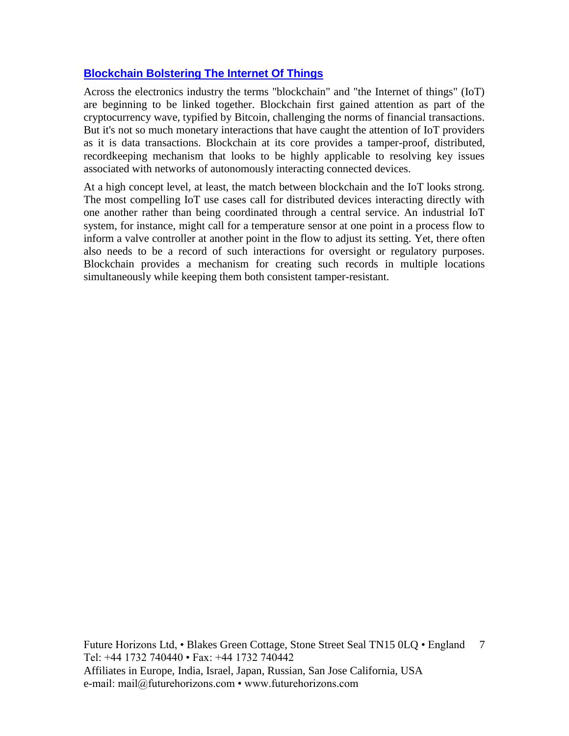## Blockchain Bolstering The Internet Of Things

Across the electronics industry the terms "blockchain" and "the Internet of things" (IoT) are beginning to be linked together. Blockchain first gained attention as part of the cryptocurrency wave, typified by Bitcoin, challenging the norms of financial transactions. But it's not so much monetary interactions that have caught the attention of IoT providers as it is data transactions. Blockchain at its core provides a tamper-proof, distributed, recordkeeping mechanism that looks to be highly applicable to resolving key issues associated with networks of autonomously interacting connected devices.

At a high concept level, at least, the match between blockchain and the IoT looks strong. The most compelling IoT use cases call for distributed devices interacting directly with one another rather than being coordinated through a central service. An industrial IoT system, for instance, might call for a temperature sensor at one point in a process flow to inform a valve controller at another point in the flow to adjust its setting. Yet, there often also needs to be a record of such interactions for oversight or regulatory purposes. Blockchain provides a mechanism for creating such records in multiple locations simultaneously while keeping them both consistent tamper-resistant.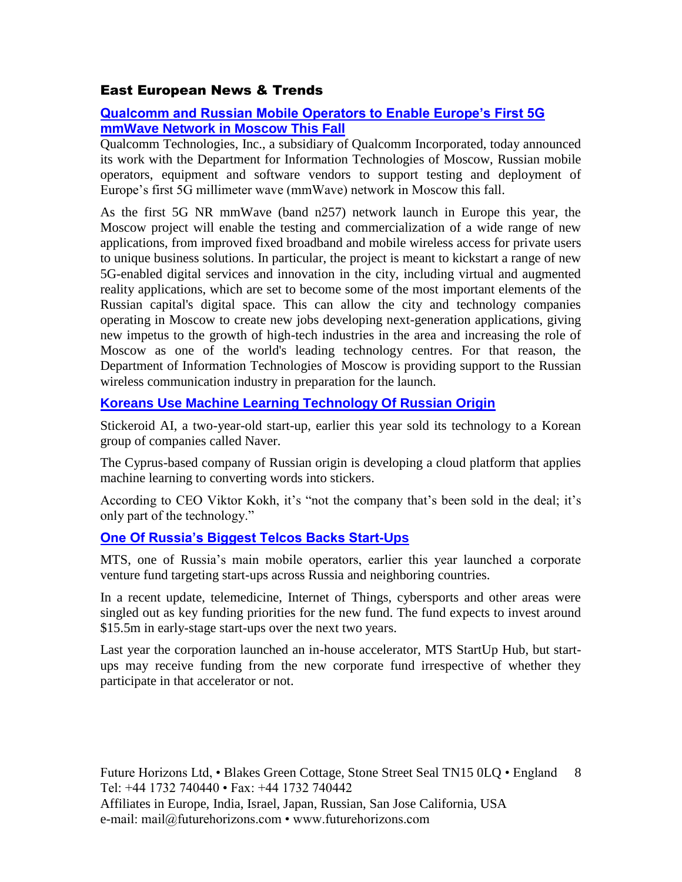## East European News & Trends

### Qualcomm and Russian Mobile Operators to Enable Europe's First 5G mmWave Network in Moscow This Fall

Qualcomm Technologies, Inc., a subsidiary of Qualcomm Incorporated, today announced its work with the Department for Information Technologies of Moscow, Russian mobile operators, equipment and software vendors to support testing and deployment of Europe's first 5G millimeter wave (mmWave) network in Moscow this fall.

As the first 5G NR mmWave (band n257) network launch in Europe this year, the Moscow project will enable the testing and commercialization of a wide range of new applications, from improved fixed broadband and mobile wireless access for private users to unique business solutions. In particular, the project is meant to kickstart a range of new 5G-enabled digital services and innovation in the city, including virtual and augmented reality applications, which are set to become some of the most important elements of the Russian capital's digital space. This can allow the city and technology companies operating in Moscow to create new jobs developing next-generation applications, giving new impetus to the growth of high-tech industries in the area and increasing the role of Moscow as one of the world's leading technology centres. For that reason, the Department of Information Technologies of Moscow is providing support to the Russian wireless communication industry in preparation for the launch.

### Koreans Use Machine Learning Technology Of Russian Origin

Stickeroid AI, a two-year-old start-up, earlier this year sold its technology to a Korean group of companies called Naver.

The Cyprus-based company of Russian origin is developing a cloud platform that applies machine learning to converting words into stickers.

According to CEO Viktor Kokh, it's "not the company that's been sold in the deal; it's only part of the technology."

### One Of Russia's Biggest Telcos Backs Start-Ups

MTS, one of Russia's main mobile operators, earlier this year launched a corporate venture fund targeting start-ups across Russia and neighboring countries.

In a recent update, telemedicine, Internet of Things, cybersports and other areas were singled out as key funding priorities for the new fund. The fund expects to invest around $15.5m in early-stage start-ups over the next two years.

Last year the corporation launched an in-house accelerator, MTS StartUp Hub, but start-ups may receive funding from the new corporate fund irrespective of whether they participate in that accelerator or not.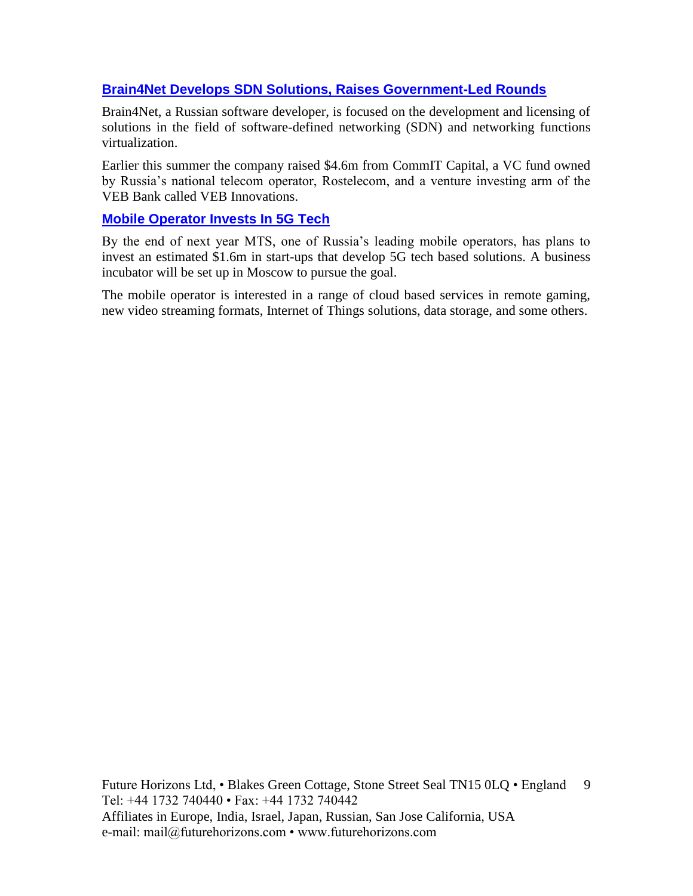### Brain4Net Develops SDN Solutions, Raises Government-Led Rounds

Brain4Net, a Russian software developer, is focused on the development and licensing of solutions in the field of software-defined networking (SDN) and networking functions virtualization.

Earlier this summer the company raised $4.6m from CommIT Capital, a VC fund owned by Russia's national telecom operator, Rostelecom, and a venture investing arm of the VEB Bank called VEB Innovations.

### Mobile Operator Invests In 5G Tech

By the end of next year MTS, one of Russia's leading mobile operators, has plans to invest an estimated $1.6m in start-ups that develop 5G tech based solutions. A business incubator will be set up in Moscow to pursue the goal.

The mobile operator is interested in a range of cloud based services in remote gaming, new video streaming formats, Internet of Things solutions, data storage, and some others.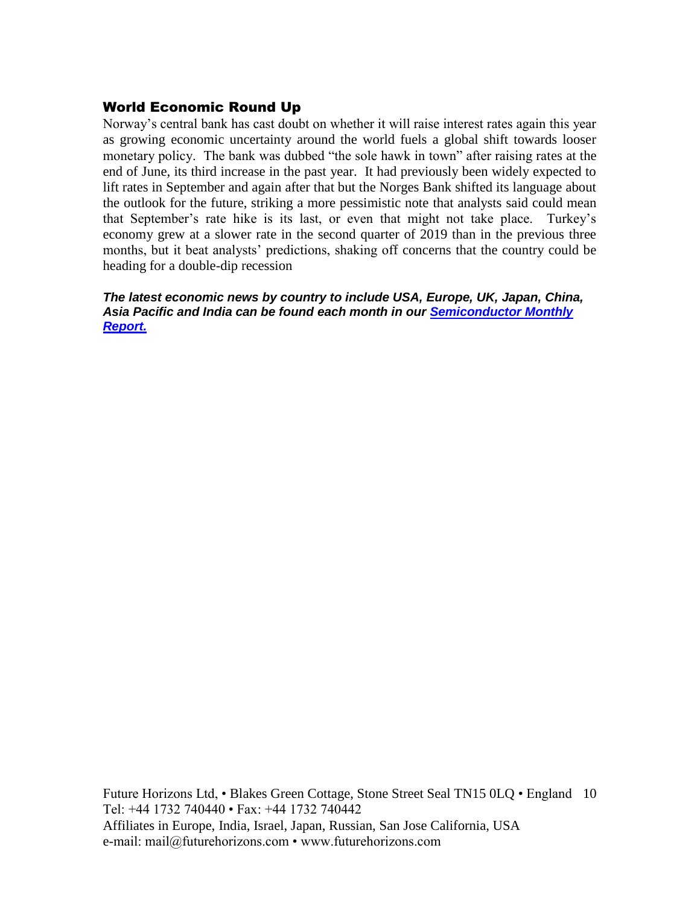## World Economic Round Up

Norway's central bank has cast doubt on whether it will raise interest rates again this year as growing economic uncertainty around the world fuels a global shift towards looser monetary policy. The bank was dubbed "the sole hawk in town" after raising rates at the end of June, its third increase in the past year. It had previously been widely expected to lift rates in September and again after that but the Norges Bank shifted its language about the outlook for the future, striking a more pessimistic note that analysts said could mean that September's rate hike is its last, or even that might not take place. Turkey's economy grew at a slower rate in the second quarter of 2019 than in the previous three months, but it beat analysts' predictions, shaking off concerns that the country could be heading for a double-dip recession

***The latest economic news by country to include USA, Europe, UK, Japan, China, Asia Pacific and India can be found each month in our Semiconductor Monthly Report.***

Future Horizons Ltd, • Blakes Green Cottage, Stone Street Seal TN15 0LQ • England
Tel: +44 1732 740440 • Fax: +44 1732 740442
Affiliates in Europe, India, Israel, Japan, Russian, San Jose California, USA
e-mail: mail@futurehorizons.com • www.futurehorizons.com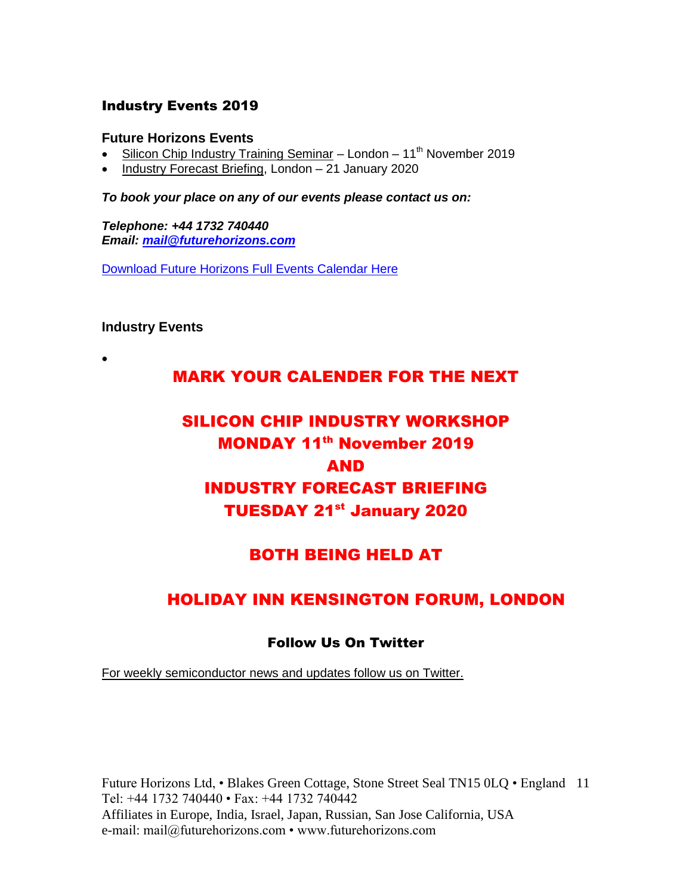## Industry Events 2019

### Future Horizons Events

- Silicon Chip Industry Training Seminar – London – 11th November 2019
- Industry Forecast Briefing, London – 21 January 2020

***To book your place on any of our events please contact us on:***

***Telephone: +44 1732 740440***
***Email: mail@futurehorizons.com***

Download Future Horizons Full Events Calendar Here

### Industry Events

- 

**MARK YOUR CALENDER FOR THE NEXT**

**SILICON CHIP INDUSTRY WORKSHOP**
**MONDAY 11th November 2019**
**AND**
**INDUSTRY FORECAST BRIEFING**
**TUESDAY 21st January 2020**

**BOTH BEING HELD AT**

**HOLIDAY INN KENSINGTON FORUM, LONDON**

**Follow Us On Twitter**

For weekly semiconductor news and updates follow us on Twitter.

Future Horizons Ltd, • Blakes Green Cottage, Stone Street Seal TN15 0LQ • England
Tel: +44 1732 740440 • Fax: +44 1732 740442
Affiliates in Europe, India, Israel, Japan, Russian, San Jose California, USA
e-mail: mail@futurehorizons.com • www.futurehorizons.com